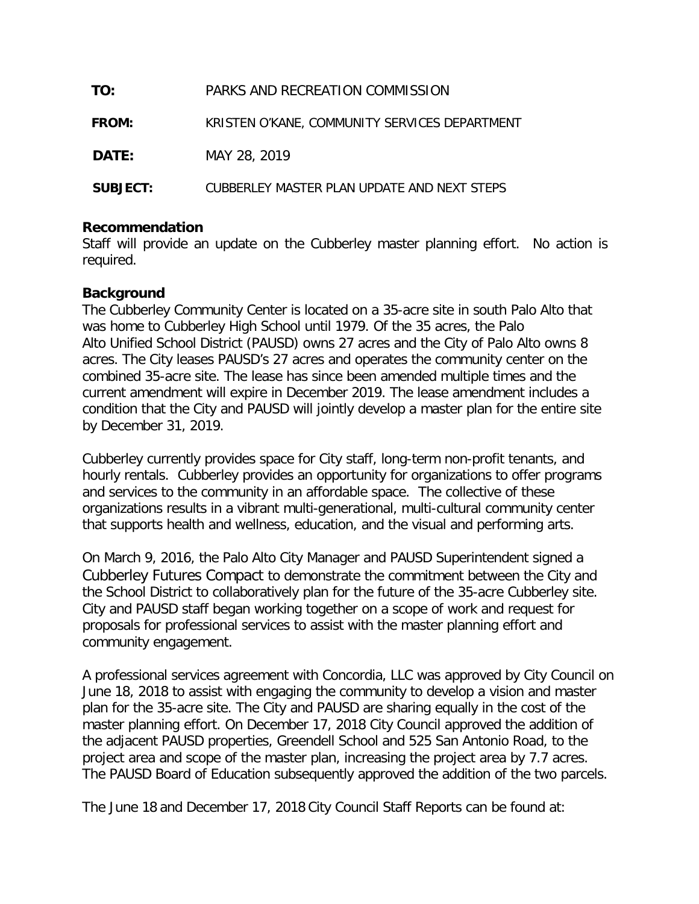| | |
|---|---|
| **TO:** | PARKS AND RECREATION COMMISSION |
| **FROM:** | KRISTEN O'KANE, COMMUNITY SERVICES DEPARTMENT |
| **DATE:** | MAY 28, 2019 |
| **SUBJECT:** | CUBBERLEY MASTER PLAN UPDATE AND NEXT STEPS |

## Recommendation

Staff will provide an update on the Cubberley master planning effort. No action is required.

## Background

The Cubberley Community Center is located on a 35-acre site in south Palo Alto that was home to Cubberley High School until 1979. Of the 35 acres, the Palo Alto Unified School District (PAUSD) owns 27 acres and the City of Palo Alto owns 8 acres. The City leases PAUSD's 27 acres and operates the community center on the combined 35-acre site. The lease has since been amended multiple times and the current amendment will expire in December 2019. The lease amendment includes a condition that the City and PAUSD will jointly develop a master plan for the entire site by December 31, 2019.

Cubberley currently provides space for City staff, long-term non-profit tenants, and hourly rentals. Cubberley provides an opportunity for organizations to offer programs and services to the community in an affordable space. The collective of these organizations results in a vibrant multi-generational, multi-cultural community center that supports health and wellness, education, and the visual and performing arts.

On March 9, 2016, the Palo Alto City Manager and PAUSD Superintendent signed a Cubberley Futures Compact to demonstrate the commitment between the City and the School District to collaboratively plan for the future of the 35-acre Cubberley site. City and PAUSD staff began working together on a scope of work and request for proposals for professional services to assist with the master planning effort and community engagement.

A professional services agreement with Concordia, LLC was approved by City Council on June 18, 2018 to assist with engaging the community to develop a vision and master plan for the 35-acre site. The City and PAUSD are sharing equally in the cost of the master planning effort. On December 17, 2018 City Council approved the addition of the adjacent PAUSD properties, Greendell School and 525 San Antonio Road, to the project area and scope of the master plan, increasing the project area by 7.7 acres. The PAUSD Board of Education subsequently approved the addition of the two parcels.

The June 18 and December 17, 2018 City Council Staff Reports can be found at: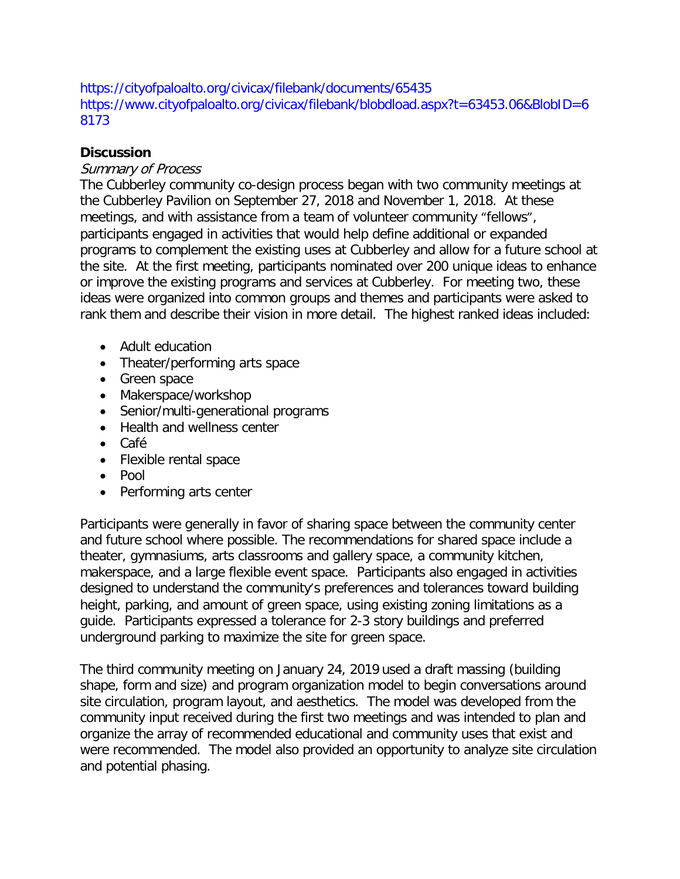https://cityofpaloalto.org/civicax/filebank/documents/65435
https://www.cityofpaloalto.org/civicax/filebank/blobdload.aspx?t=63453.06&BlobID=68173

**Discussion**

*Summary of Process*

The Cubberley community co-design process began with two community meetings at the Cubberley Pavilion on September 27, 2018 and November 1, 2018. At these meetings, and with assistance from a team of volunteer community "fellows", participants engaged in activities that would help define additional or expanded programs to complement the existing uses at Cubberley and allow for a future school at the site. At the first meeting, participants nominated over 200 unique ideas to enhance or improve the existing programs and services at Cubberley. For meeting two, these ideas were organized into common groups and themes and participants were asked to rank them and describe their vision in more detail. The highest ranked ideas included:

- Adult education
- Theater/performing arts space
- Green space
- Makerspace/workshop
- Senior/multi-generational programs
- Health and wellness center
- Café
- Flexible rental space
- Pool
- Performing arts center

Participants were generally in favor of sharing space between the community center and future school where possible. The recommendations for shared space include a theater, gymnasiums, arts classrooms and gallery space, a community kitchen, makerspace, and a large flexible event space. Participants also engaged in activities designed to understand the community's preferences and tolerances toward building height, parking, and amount of green space, using existing zoning limitations as a guide. Participants expressed a tolerance for 2-3 story buildings and preferred underground parking to maximize the site for green space.

The third community meeting on January 24, 2019 used a draft massing (building shape, form and size) and program organization model to begin conversations around site circulation, program layout, and aesthetics. The model was developed from the community input received during the first two meetings and was intended to plan and organize the array of recommended educational and community uses that exist and were recommended. The model also provided an opportunity to analyze site circulation and potential phasing.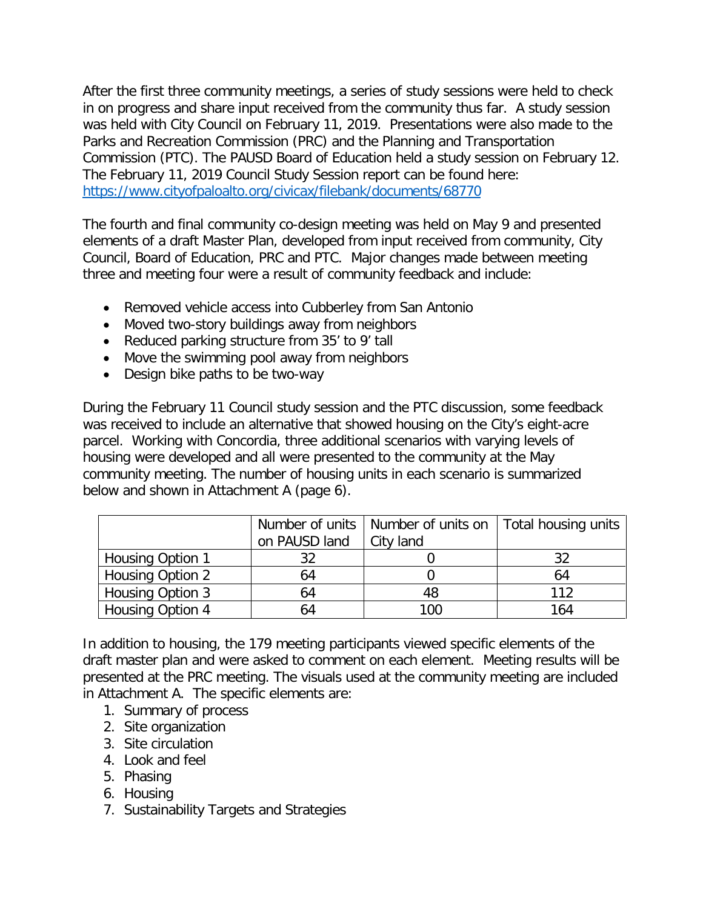After the first three community meetings, a series of study sessions were held to check in on progress and share input received from the community thus far. A study session was held with City Council on February 11, 2019. Presentations were also made to the Parks and Recreation Commission (PRC) and the Planning and Transportation Commission (PTC). The PAUSD Board of Education held a study session on February 12. The February 11, 2019 Council Study Session report can be found here: https://www.cityofpaloalto.org/civicax/filebank/documents/68770

The fourth and final community co-design meeting was held on May 9 and presented elements of a draft Master Plan, developed from input received from community, City Council, Board of Education, PRC and PTC. Major changes made between meeting three and meeting four were a result of community feedback and include:

- Removed vehicle access into Cubberley from San Antonio
- Moved two-story buildings away from neighbors
- Reduced parking structure from 35' to 9' tall
- Move the swimming pool away from neighbors
- Design bike paths to be two-way

During the February 11 Council study session and the PTC discussion, some feedback was received to include an alternative that showed housing on the City's eight-acre parcel. Working with Concordia, three additional scenarios with varying levels of housing were developed and all were presented to the community at the May community meeting. The number of housing units in each scenario is summarized below and shown in Attachment A (page 6).

| | Number of units on PAUSD land | Number of units on City land | Total housing units |
|---|---|---|---|
| Housing Option 1 | 32 | 0 | 32 |
| Housing Option 2 | 64 | 0 | 64 |
| Housing Option 3 | 64 | 48 | 112 |
| Housing Option 4 | 64 | 100 | 164 |

In addition to housing, the 179 meeting participants viewed specific elements of the draft master plan and were asked to comment on each element. Meeting results will be presented at the PRC meeting. The visuals used at the community meeting are included in Attachment A. The specific elements are:

1. Summary of process
2. Site organization
3. Site circulation
4. Look and feel
5. Phasing
6. Housing
7. Sustainability Targets and Strategies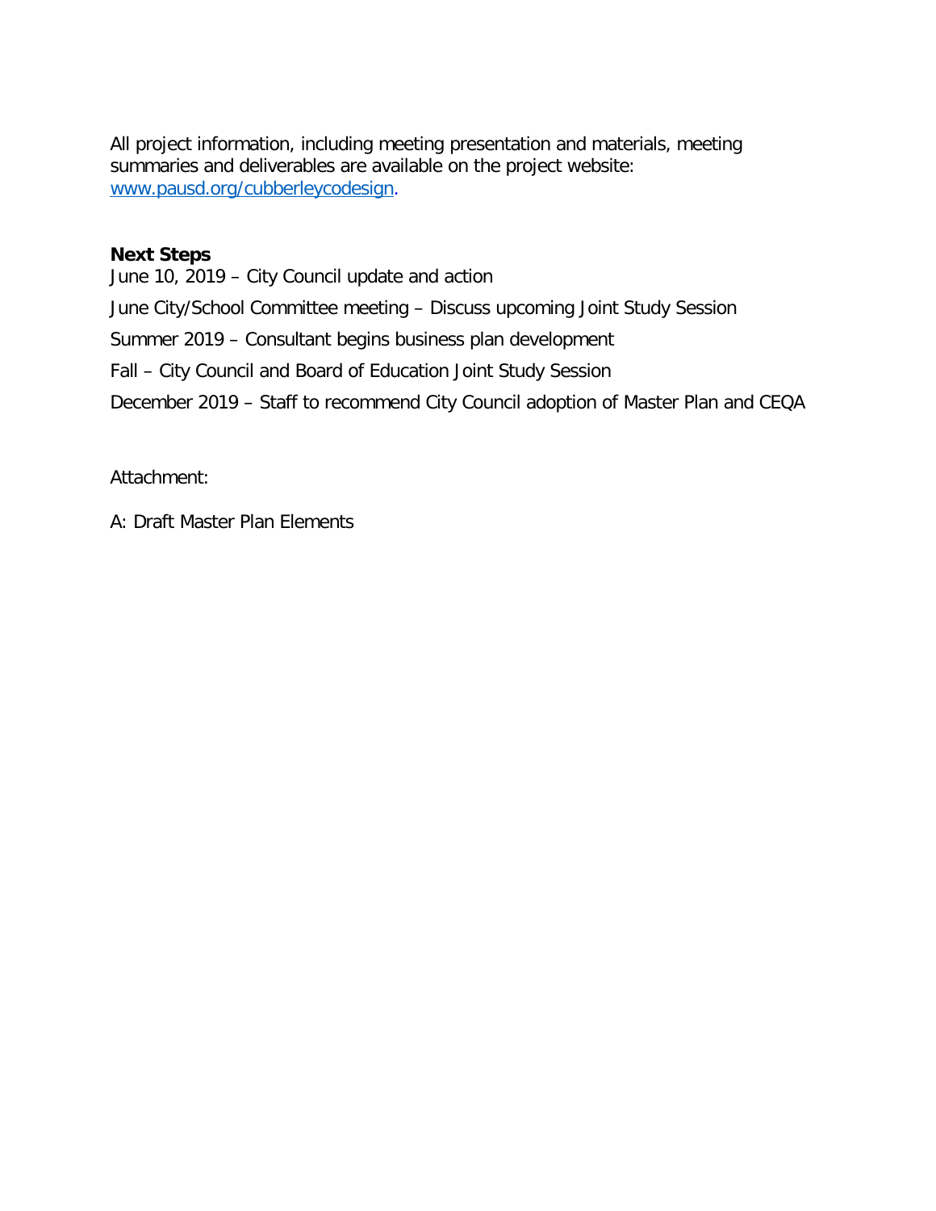All project information, including meeting presentation and materials, meeting summaries and deliverables are available on the project website: [www.pausd.org/cubberleycodesign](http://www.pausd.org/cubberleycodesign).

**Next Steps**

June 10, 2019 – City Council update and action

June City/School Committee meeting – Discuss upcoming Joint Study Session

Summer 2019 – Consultant begins business plan development

Fall – City Council and Board of Education Joint Study Session

December 2019 – Staff to recommend City Council adoption of Master Plan and CEQA

Attachment:

A: Draft Master Plan Elements